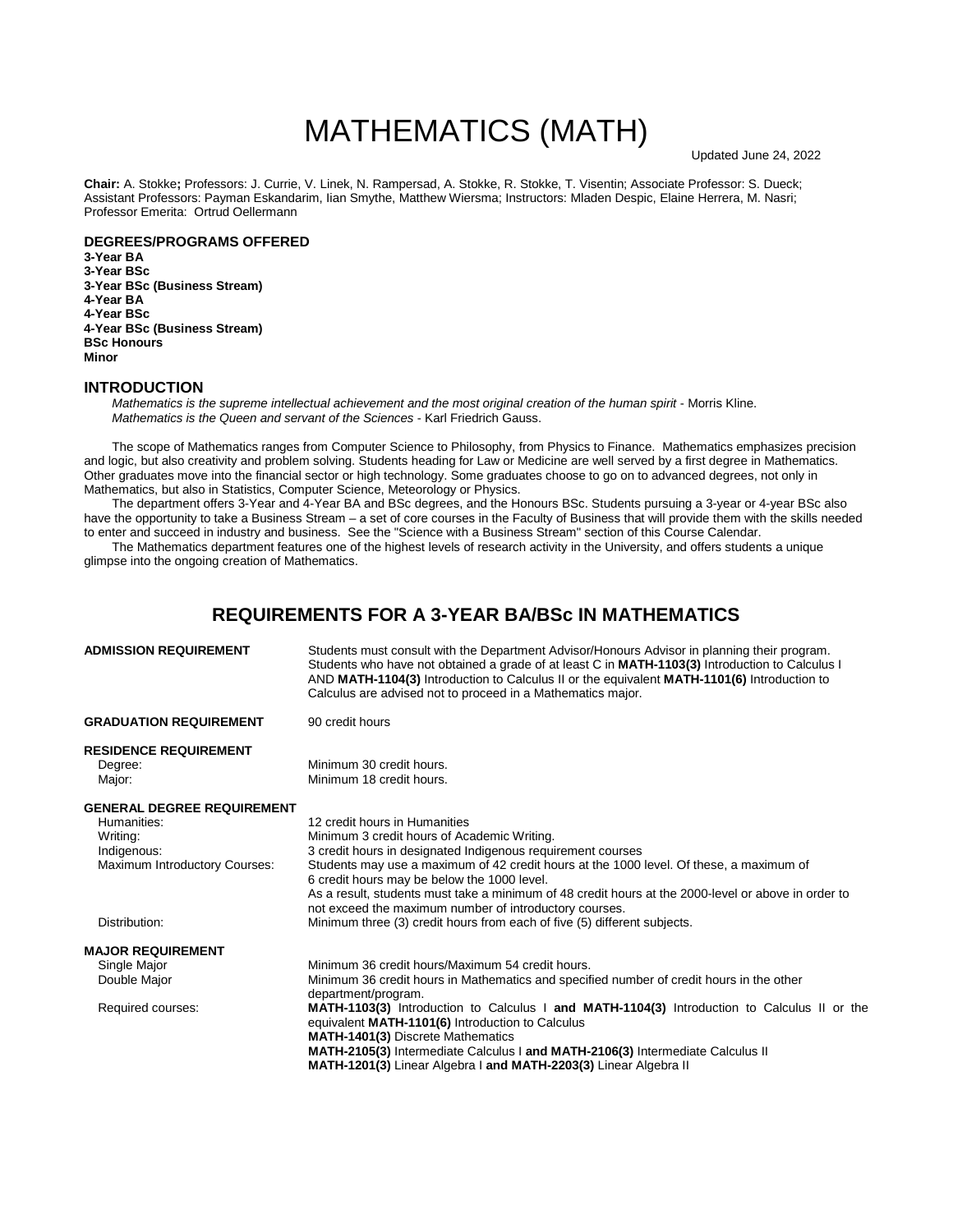# MATHEMATICS (MATH)

Updated June 24, 2022

**Chair:** A. Stokke**;** Professors: J. Currie, V. Linek, N. Rampersad, A. Stokke, R. Stokke, T. Visentin; Associate Professor: S. Dueck; Assistant Professors: Payman Eskandarim, Iian Smythe, Matthew Wiersma; Instructors: Mladen Despic, Elaine Herrera, M. Nasri; Professor Emerita: Ortrud Oellermann

**DEGREES/PROGRAMS OFFERED**

**3-Year BA**
**3-Year BSc**
**3-Year BSc (Business Stream)**
**4-Year BA**
**4-Year BSc**
**4-Year BSc (Business Stream)**
**BSc Honours**
**Minor**

## INTRODUCTION

*Mathematics is the supreme intellectual achievement and the most original creation of the human spirit* - Morris Kline.
*Mathematics is the Queen and servant of the Sciences* - Karl Friedrich Gauss.

The scope of Mathematics ranges from Computer Science to Philosophy, from Physics to Finance. Mathematics emphasizes precision and logic, but also creativity and problem solving. Students heading for Law or Medicine are well served by a first degree in Mathematics. Other graduates move into the financial sector or high technology. Some graduates choose to go on to advanced degrees, not only in Mathematics, but also in Statistics, Computer Science, Meteorology or Physics.

The department offers 3-Year and 4-Year BA and BSc degrees, and the Honours BSc. Students pursuing a 3-year or 4-year BSc also have the opportunity to take a Business Stream – a set of core courses in the Faculty of Business that will provide them with the skills needed to enter and succeed in industry and business. See the "Science with a Business Stream" section of this Course Calendar.

The Mathematics department features one of the highest levels of research activity in the University, and offers students a unique glimpse into the ongoing creation of Mathematics.

## REQUIREMENTS FOR A 3-YEAR BA/BSc IN MATHEMATICS

**ADMISSION REQUIREMENT**

Students must consult with the Department Advisor/Honours Advisor in planning their program. Students who have not obtained a grade of at least C in **MATH-1103(3)** Introduction to Calculus I AND **MATH-1104(3)** Introduction to Calculus II or the equivalent **MATH-1101(6)** Introduction to Calculus are advised not to proceed in a Mathematics major.

**GRADUATION REQUIREMENT**

90 credit hours

**RESIDENCE REQUIREMENT**

- Degree: Minimum 30 credit hours.
- Major: Minimum 18 credit hours.

**GENERAL DEGREE REQUIREMENT**

- Humanities: 12 credit hours in Humanities
- Writing: Minimum 3 credit hours of Academic Writing.
- Indigenous: 3 credit hours in designated Indigenous requirement courses
- Maximum Introductory Courses: Students may use a maximum of 42 credit hours at the 1000 level. Of these, a maximum of 6 credit hours may be below the 1000 level.
  As a result, students must take a minimum of 48 credit hours at the 2000-level or above in order to not exceed the maximum number of introductory courses.
- Distribution: Minimum three (3) credit hours from each of five (5) different subjects.

**MAJOR REQUIREMENT**

- Single Major: Minimum 36 credit hours/Maximum 54 credit hours.
- Double Major: Minimum 36 credit hours in Mathematics and specified number of credit hours in the other department/program.
- Required courses:
  - **MATH-1103(3)** Introduction to Calculus I **and MATH-1104(3)** Introduction to Calculus II or the equivalent **MATH-1101(6)** Introduction to Calculus
  - **MATH-1401(3)** Discrete Mathematics
  - **MATH-2105(3)** Intermediate Calculus I **and MATH-2106(3)** Intermediate Calculus II
  - **MATH-1201(3)** Linear Algebra I **and MATH-2203(3)** Linear Algebra II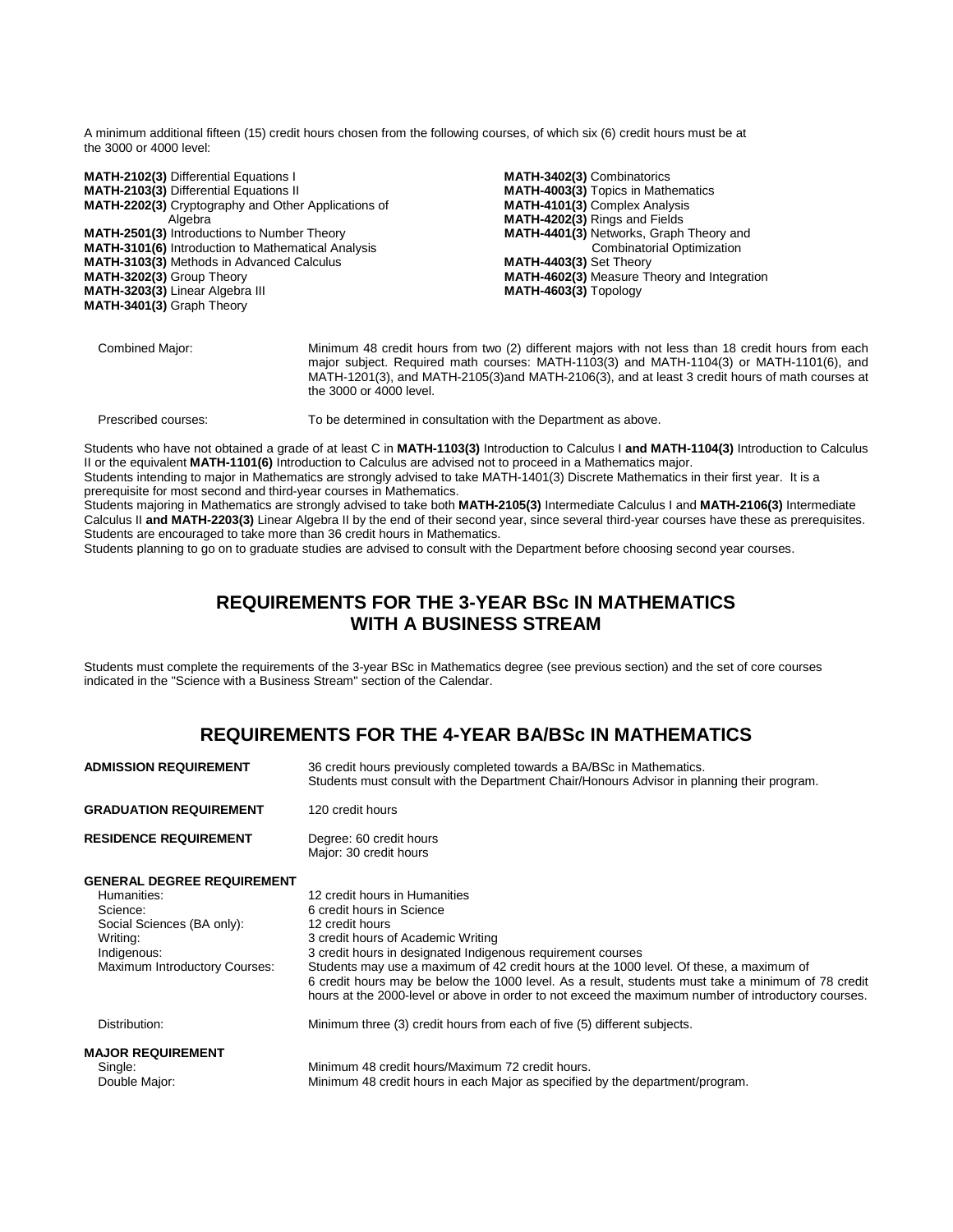A minimum additional fifteen (15) credit hours chosen from the following courses, of which six (6) credit hours must be at the 3000 or 4000 level:

**MATH-2102(3)** Differential Equations I
**MATH-2103(3)** Differential Equations II
**MATH-2202(3)** Cryptography and Other Applications of Algebra
**MATH-2501(3)** Introductions to Number Theory
**MATH-3101(6)** Introduction to Mathematical Analysis
**MATH-3103(3)** Methods in Advanced Calculus
**MATH-3202(3)** Group Theory
**MATH-3203(3)** Linear Algebra III
**MATH-3401(3)** Graph Theory
**MATH-3402(3)** Combinatorics
**MATH-4003(3)** Topics in Mathematics
**MATH-4101(3)** Complex Analysis
**MATH-4202(3)** Rings and Fields
**MATH-4401(3)** Networks, Graph Theory and Combinatorial Optimization
**MATH-4403(3)** Set Theory
**MATH-4602(3)** Measure Theory and Integration
**MATH-4603(3)** Topology

| | |
|---|---|
| Combined Major: | Minimum 48 credit hours from two (2) different majors with not less than 18 credit hours from each major subject. Required math courses: MATH-1103(3) and MATH-1104(3) or MATH-1101(6), and MATH-1201(3), and MATH-2105(3)and MATH-2106(3), and at least 3 credit hours of math courses at the 3000 or 4000 level. |
| Prescribed courses: | To be determined in consultation with the Department as above. |

Students who have not obtained a grade of at least C in **MATH-1103(3)** Introduction to Calculus I **and MATH-1104(3)** Introduction to Calculus II or the equivalent **MATH-1101(6)** Introduction to Calculus are advised not to proceed in a Mathematics major.
Students intending to major in Mathematics are strongly advised to take MATH-1401(3) Discrete Mathematics in their first year. It is a prerequisite for most second and third-year courses in Mathematics.
Students majoring in Mathematics are strongly advised to take both **MATH-2105(3)** Intermediate Calculus I and **MATH-2106(3)** Intermediate Calculus II **and MATH-2203(3)** Linear Algebra II by the end of their second year, since several third-year courses have these as prerequisites. Students are encouraged to take more than 36 credit hours in Mathematics.
Students planning to go on to graduate studies are advised to consult with the Department before choosing second year courses.

## REQUIREMENTS FOR THE 3-YEAR BSc IN MATHEMATICS WITH A BUSINESS STREAM

Students must complete the requirements of the 3-year BSc in Mathematics degree (see previous section) and the set of core courses indicated in the "Science with a Business Stream" section of the Calendar.

## REQUIREMENTS FOR THE 4-YEAR BA/BSc IN MATHEMATICS

| | |
|---|---|
| **ADMISSION REQUIREMENT** | 36 credit hours previously completed towards a BA/BSc in Mathematics. Students must consult with the Department Chair/Honours Advisor in planning their program. |
| **GRADUATION REQUIREMENT** | 120 credit hours |
| **RESIDENCE REQUIREMENT** | Degree: 60 credit hours<br>Major: 30 credit hours |
| **GENERAL DEGREE REQUIREMENT** | |
| Humanities: | 12 credit hours in Humanities |
| Science: | 6 credit hours in Science |
| Social Sciences (BA only): | 12 credit hours |
| Writing: | 3 credit hours of Academic Writing |
| Indigenous: | 3 credit hours in designated Indigenous requirement courses |
| Maximum Introductory Courses: | Students may use a maximum of 42 credit hours at the 1000 level. Of these, a maximum of 6 credit hours may be below the 1000 level. As a result, students must take a minimum of 78 credit hours at the 2000-level or above in order to not exceed the maximum number of introductory courses. |
| Distribution: | Minimum three (3) credit hours from each of five (5) different subjects. |
| **MAJOR REQUIREMENT** | |
| Single: | Minimum 48 credit hours/Maximum 72 credit hours. |
| Double Major: | Minimum 48 credit hours in each Major as specified by the department/program. |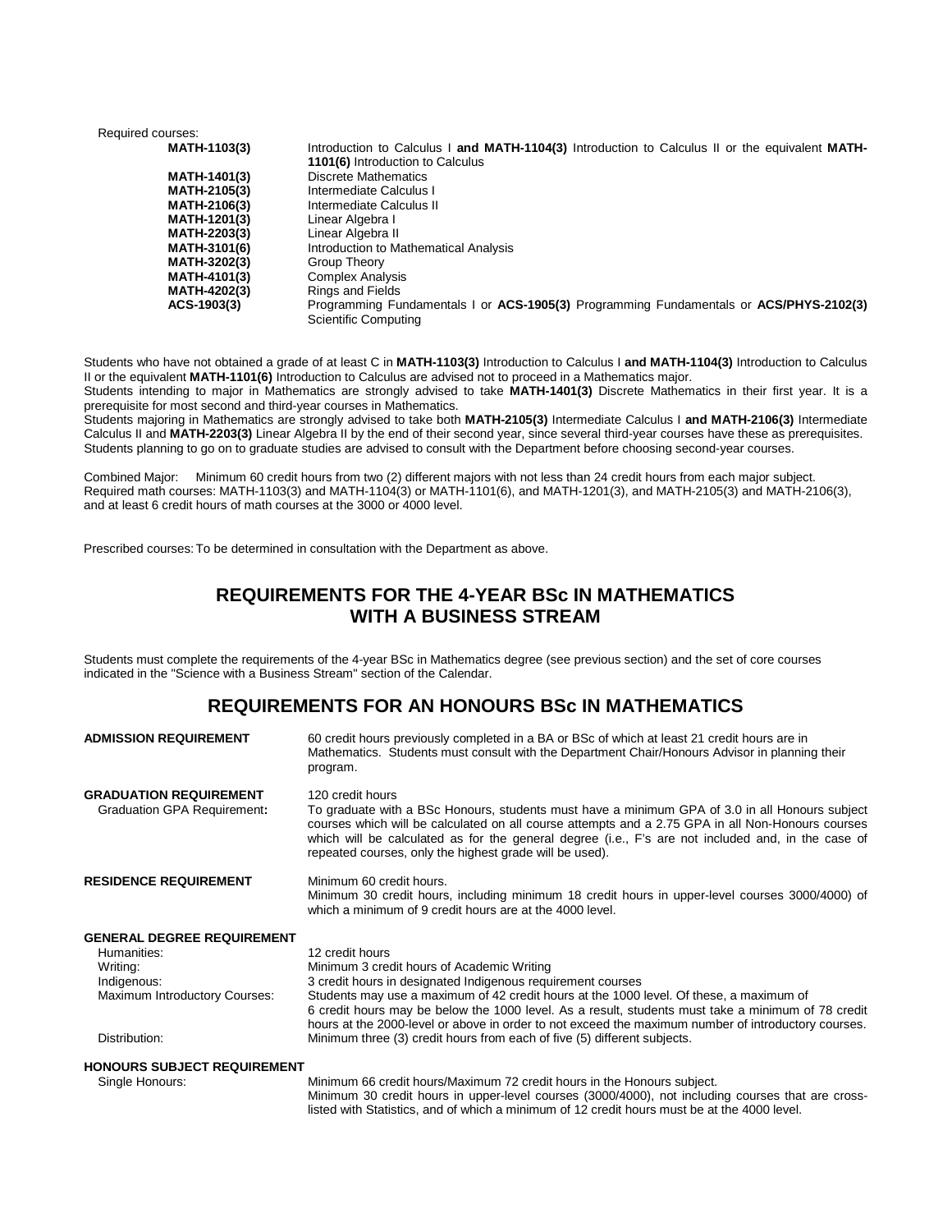Required courses:

| | |
|---|---|
| **MATH-1103(3)** | Introduction to Calculus I **and MATH-1104(3)** Introduction to Calculus II or the equivalent **MATH-1101(6)** Introduction to Calculus |
| **MATH-1401(3)** | Discrete Mathematics |
| **MATH-2105(3)** | Intermediate Calculus I |
| **MATH-2106(3)** | Intermediate Calculus II |
| **MATH-1201(3)** | Linear Algebra I |
| **MATH-2203(3)** | Linear Algebra II |
| **MATH-3101(6)** | Introduction to Mathematical Analysis |
| **MATH-3202(3)** | Group Theory |
| **MATH-4101(3)** | Complex Analysis |
| **MATH-4202(3)** | Rings and Fields |
| **ACS-1903(3)** | Programming Fundamentals I or **ACS-1905(3)** Programming Fundamentals or **ACS/PHYS-2102(3)** Scientific Computing |

Students who have not obtained a grade of at least C in **MATH-1103(3)** Introduction to Calculus I **and MATH-1104(3)** Introduction to Calculus II or the equivalent **MATH-1101(6)** Introduction to Calculus are advised not to proceed in a Mathematics major.
Students intending to major in Mathematics are strongly advised to take **MATH-1401(3)** Discrete Mathematics in their first year. It is a prerequisite for most second and third-year courses in Mathematics.
Students majoring in Mathematics are strongly advised to take both **MATH-2105(3)** Intermediate Calculus I **and MATH-2106(3)** Intermediate Calculus II and **MATH-2203(3)** Linear Algebra II by the end of their second year, since several third-year courses have these as prerequisites.
Students planning to go on to graduate studies are advised to consult with the Department before choosing second-year courses.

Combined Major: Minimum 60 credit hours from two (2) different majors with not less than 24 credit hours from each major subject. Required math courses: MATH-1103(3) and MATH-1104(3) or MATH-1101(6), and MATH-1201(3), and MATH-2105(3) and MATH-2106(3), and at least 6 credit hours of math courses at the 3000 or 4000 level.

Prescribed courses: To be determined in consultation with the Department as above.

## REQUIREMENTS FOR THE 4-YEAR BSc IN MATHEMATICS WITH A BUSINESS STREAM

Students must complete the requirements of the 4-year BSc in Mathematics degree (see previous section) and the set of core courses indicated in the "Science with a Business Stream" section of the Calendar.

## REQUIREMENTS FOR AN HONOURS BSc IN MATHEMATICS

**ADMISSION REQUIREMENT**

60 credit hours previously completed in a BA or BSc of which at least 21 credit hours are in Mathematics. Students must consult with the Department Chair/Honours Advisor in planning their program.

**GRADUATION REQUIREMENT**

120 credit hours

Graduation GPA Requirement**:** To graduate with a BSc Honours, students must have a minimum GPA of 3.0 in all Honours subject courses which will be calculated on all course attempts and a 2.75 GPA in all Non-Honours courses which will be calculated as for the general degree (i.e., F's are not included and, in the case of repeated courses, only the highest grade will be used).

**RESIDENCE REQUIREMENT**

Minimum 60 credit hours.
Minimum 30 credit hours, including minimum 18 credit hours in upper-level courses 3000/4000) of which a minimum of 9 credit hours are at the 4000 level.

**GENERAL DEGREE REQUIREMENT**

| | |
|---|---|
| Humanities: | 12 credit hours |
| Writing: | Minimum 3 credit hours of Academic Writing |
| Indigenous: | 3 credit hours in designated Indigenous requirement courses |
| Maximum Introductory Courses: | Students may use a maximum of 42 credit hours at the 1000 level. Of these, a maximum of 6 credit hours may be below the 1000 level. As a result, students must take a minimum of 78 credit hours at the 2000-level or above in order to not exceed the maximum number of introductory courses. |
| Distribution: | Minimum three (3) credit hours from each of five (5) different subjects. |

**HONOURS SUBJECT REQUIREMENT**

Single Honours: Minimum 66 credit hours/Maximum 72 credit hours in the Honours subject.
Minimum 30 credit hours in upper-level courses (3000/4000), not including courses that are cross-listed with Statistics, and of which a minimum of 12 credit hours must be at the 4000 level.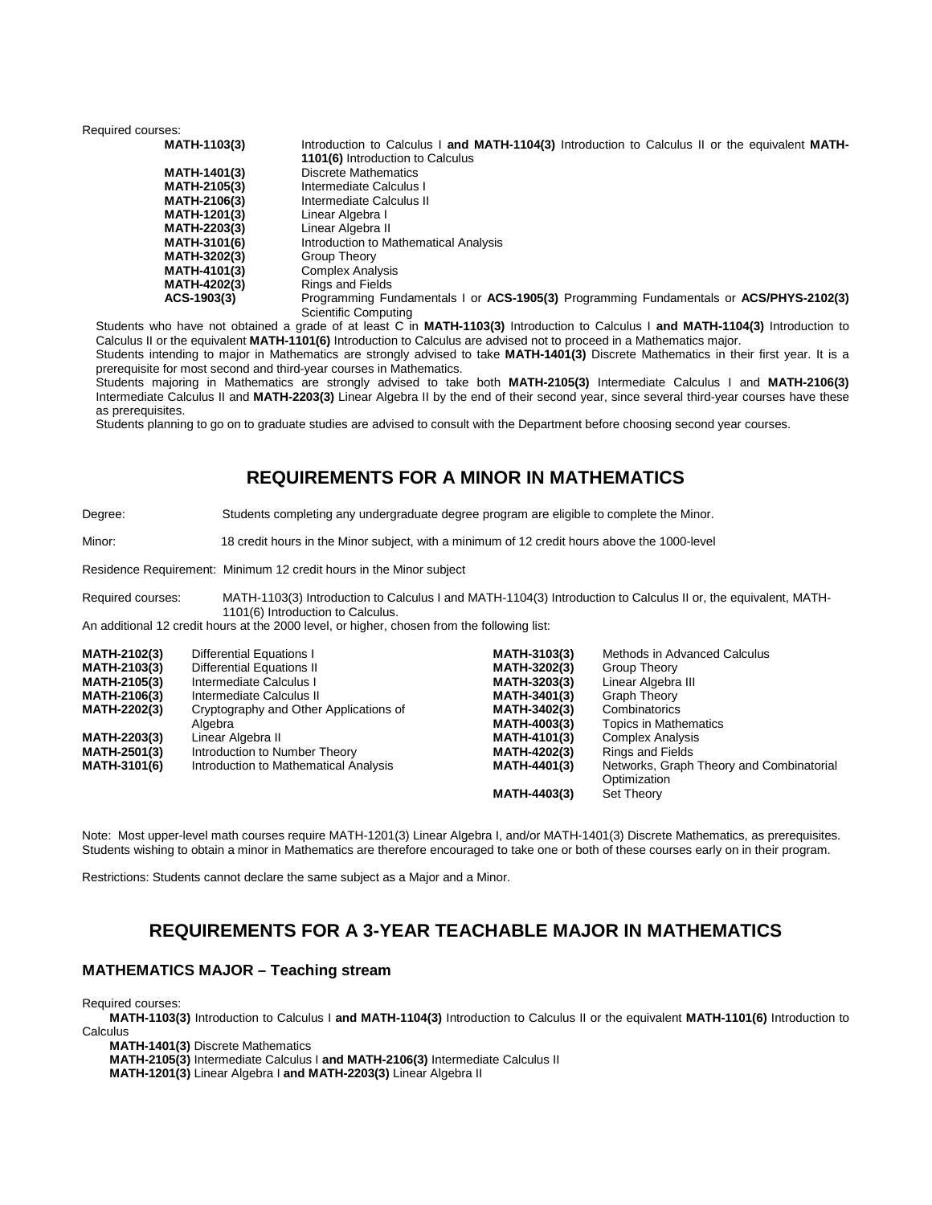Required courses:

| | |
|---|---|
| **MATH-1103(3)** | Introduction to Calculus I **and MATH-1104(3)** Introduction to Calculus II or the equivalent **MATH-1101(6)** Introduction to Calculus |
| **MATH-1401(3)** | Discrete Mathematics |
| **MATH-2105(3)** | Intermediate Calculus I |
| **MATH-2106(3)** | Intermediate Calculus II |
| **MATH-1201(3)** | Linear Algebra I |
| **MATH-2203(3)** | Linear Algebra II |
| **MATH-3101(6)** | Introduction to Mathematical Analysis |
| **MATH-3202(3)** | Group Theory |
| **MATH-4101(3)** | Complex Analysis |
| **MATH-4202(3)** | Rings and Fields |
| **ACS-1903(3)** | Programming Fundamentals I or **ACS-1905(3)** Programming Fundamentals or **ACS/PHYS-2102(3)** Scientific Computing |

Students who have not obtained a grade of at least C in **MATH-1103(3)** Introduction to Calculus I **and MATH-1104(3)** Introduction to Calculus II or the equivalent **MATH-1101(6)** Introduction to Calculus are advised not to proceed in a Mathematics major.

Students intending to major in Mathematics are strongly advised to take **MATH-1401(3)** Discrete Mathematics in their first year. It is a prerequisite for most second and third-year courses in Mathematics.

Students majoring in Mathematics are strongly advised to take both **MATH-2105(3)** Intermediate Calculus I and **MATH-2106(3)** Intermediate Calculus II and **MATH-2203(3)** Linear Algebra II by the end of their second year, since several third-year courses have these as prerequisites.

Students planning to go on to graduate studies are advised to consult with the Department before choosing second year courses.

## REQUIREMENTS FOR A MINOR IN MATHEMATICS

Degree: Students completing any undergraduate degree program are eligible to complete the Minor.

Minor: 18 credit hours in the Minor subject, with a minimum of 12 credit hours above the 1000-level

Residence Requirement: Minimum 12 credit hours in the Minor subject

Required courses: MATH-1103(3) Introduction to Calculus I and MATH-1104(3) Introduction to Calculus II or, the equivalent, MATH-1101(6) Introduction to Calculus.

An additional 12 credit hours at the 2000 level, or higher, chosen from the following list:

| | | | |
|---|---|---|---|
| **MATH-2102(3)** | Differential Equations I | **MATH-3103(3)** | Methods in Advanced Calculus |
| **MATH-2103(3)** | Differential Equations II | **MATH-3202(3)** | Group Theory |
| **MATH-2105(3)** | Intermediate Calculus I | **MATH-3203(3)** | Linear Algebra III |
| **MATH-2106(3)** | Intermediate Calculus II | **MATH-3401(3)** | Graph Theory |
| **MATH-2202(3)** | Cryptography and Other Applications of Algebra | **MATH-3402(3)** | Combinatorics |
| | | **MATH-4003(3)** | Topics in Mathematics |
| **MATH-2203(3)** | Linear Algebra II | **MATH-4101(3)** | Complex Analysis |
| **MATH-2501(3)** | Introduction to Number Theory | **MATH-4202(3)** | Rings and Fields |
| **MATH-3101(6)** | Introduction to Mathematical Analysis | **MATH-4401(3)** | Networks, Graph Theory and Combinatorial Optimization |
| | | **MATH-4403(3)** | Set Theory |

Note: Most upper-level math courses require MATH-1201(3) Linear Algebra I, and/or MATH-1401(3) Discrete Mathematics, as prerequisites. Students wishing to obtain a minor in Mathematics are therefore encouraged to take one or both of these courses early on in their program.

Restrictions: Students cannot declare the same subject as a Major and a Minor.

## REQUIREMENTS FOR A 3-YEAR TEACHABLE MAJOR IN MATHEMATICS

### MATHEMATICS MAJOR – Teaching stream

Required courses:

**MATH-1103(3)** Introduction to Calculus I **and MATH-1104(3)** Introduction to Calculus II or the equivalent **MATH-1101(6)** Introduction to Calculus

**MATH-1401(3)** Discrete Mathematics

**MATH-2105(3)** Intermediate Calculus I **and MATH-2106(3)** Intermediate Calculus II

**MATH-1201(3)** Linear Algebra I **and MATH-2203(3)** Linear Algebra II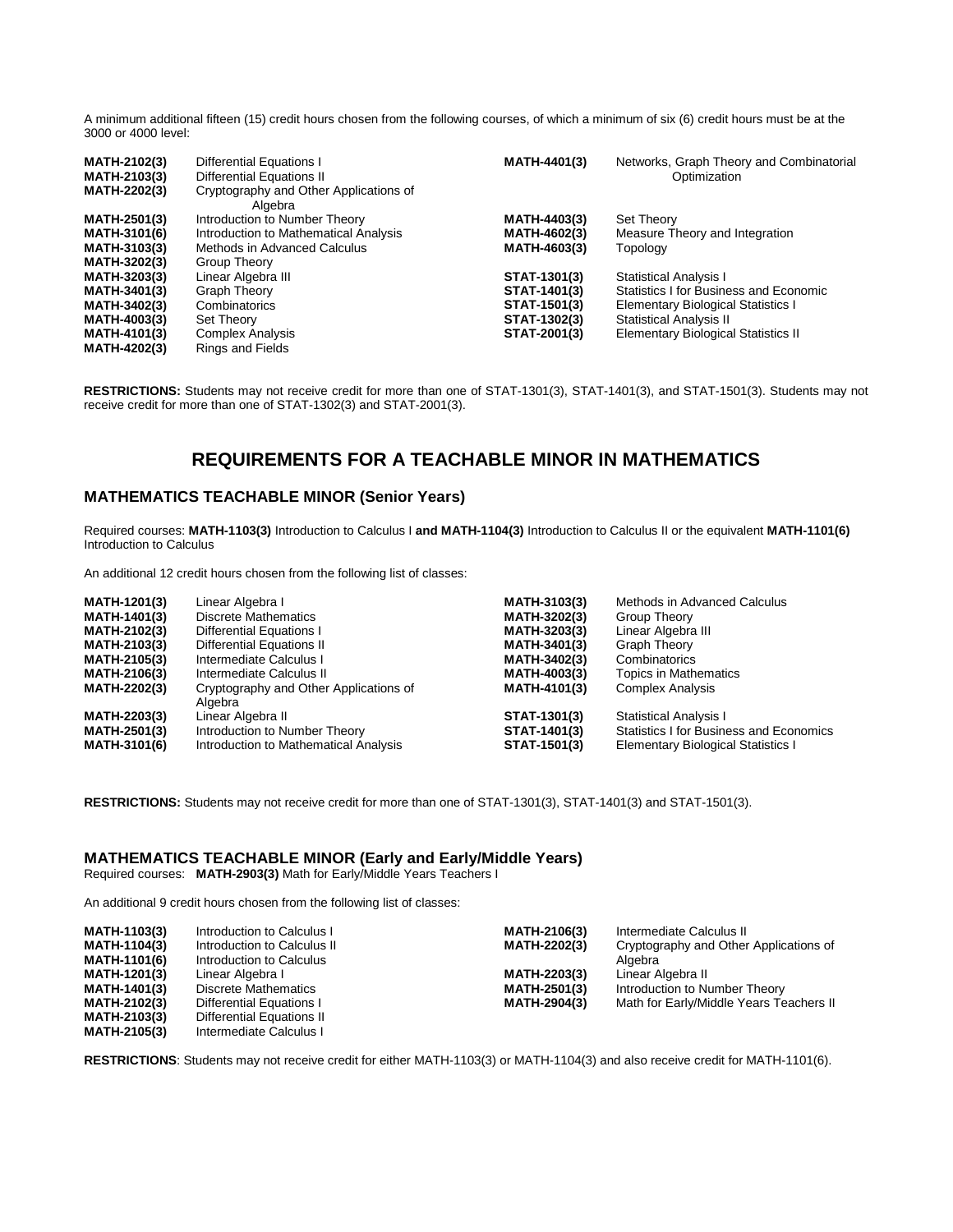A minimum additional fifteen (15) credit hours chosen from the following courses, of which a minimum of six (6) credit hours must be at the 3000 or 4000 level:

| | | | |
|---|---|---|---|
| **MATH-2102(3)** | Differential Equations I | **MATH-4401(3)** | Networks, Graph Theory and Combinatorial Optimization |
| **MATH-2103(3)** | Differential Equations II | | |
| **MATH-2202(3)** | Cryptography and Other Applications of Algebra | | |
| **MATH-2501(3)** | Introduction to Number Theory | **MATH-4403(3)** | Set Theory |
| **MATH-3101(6)** | Introduction to Mathematical Analysis | **MATH-4602(3)** | Measure Theory and Integration |
| **MATH-3103(3)** | Methods in Advanced Calculus | **MATH-4603(3)** | Topology |
| **MATH-3202(3)** | Group Theory | | |
| **MATH-3203(3)** | Linear Algebra III | **STAT-1301(3)** | Statistical Analysis I |
| **MATH-3401(3)** | Graph Theory | **STAT-1401(3)** | Statistics I for Business and Economic |
| **MATH-3402(3)** | Combinatorics | **STAT-1501(3)** | Elementary Biological Statistics I |
| **MATH-4003(3)** | Set Theory | **STAT-1302(3)** | Statistical Analysis II |
| **MATH-4101(3)** | Complex Analysis | **STAT-2001(3)** | Elementary Biological Statistics II |
| **MATH-4202(3)** | Rings and Fields | | |

**RESTRICTIONS:** Students may not receive credit for more than one of STAT-1301(3), STAT-1401(3), and STAT-1501(3). Students may not receive credit for more than one of STAT-1302(3) and STAT-2001(3).

# REQUIREMENTS FOR A TEACHABLE MINOR IN MATHEMATICS

## MATHEMATICS TEACHABLE MINOR (Senior Years)

Required courses: **MATH-1103(3)** Introduction to Calculus I **and MATH-1104(3)** Introduction to Calculus II or the equivalent **MATH-1101(6)** Introduction to Calculus

An additional 12 credit hours chosen from the following list of classes:

| | | | |
|---|---|---|---|
| **MATH-1201(3)** | Linear Algebra I | **MATH-3103(3)** | Methods in Advanced Calculus |
| **MATH-1401(3)** | Discrete Mathematics | **MATH-3202(3)** | Group Theory |
| **MATH-2102(3)** | Differential Equations I | **MATH-3203(3)** | Linear Algebra III |
| **MATH-2103(3)** | Differential Equations II | **MATH-3401(3)** | Graph Theory |
| **MATH-2105(3)** | Intermediate Calculus I | **MATH-3402(3)** | Combinatorics |
| **MATH-2106(3)** | Intermediate Calculus II | **MATH-4003(3)** | Topics in Mathematics |
| **MATH-2202(3)** | Cryptography and Other Applications of Algebra | **MATH-4101(3)** | Complex Analysis |
| **MATH-2203(3)** | Linear Algebra II | **STAT-1301(3)** | Statistical Analysis I |
| **MATH-2501(3)** | Introduction to Number Theory | **STAT-1401(3)** | Statistics I for Business and Economics |
| **MATH-3101(6)** | Introduction to Mathematical Analysis | **STAT-1501(3)** | Elementary Biological Statistics I |

**RESTRICTIONS:** Students may not receive credit for more than one of STAT-1301(3), STAT-1401(3) and STAT-1501(3).

## MATHEMATICS TEACHABLE MINOR (Early and Early/Middle Years)

Required courses: **MATH-2903(3)** Math for Early/Middle Years Teachers I

An additional 9 credit hours chosen from the following list of classes:

| | | | |
|---|---|---|---|
| **MATH-1103(3)** | Introduction to Calculus I | **MATH-2106(3)** | Intermediate Calculus II |
| **MATH-1104(3)** | Introduction to Calculus II | **MATH-2202(3)** | Cryptography and Other Applications of Algebra |
| **MATH-1101(6)** | Introduction to Calculus | | |
| **MATH-1201(3)** | Linear Algebra I | **MATH-2203(3)** | Linear Algebra II |
| **MATH-1401(3)** | Discrete Mathematics | **MATH-2501(3)** | Introduction to Number Theory |
| **MATH-2102(3)** | Differential Equations I | **MATH-2904(3)** | Math for Early/Middle Years Teachers II |
| **MATH-2103(3)** | Differential Equations II | | |
| **MATH-2105(3)** | Intermediate Calculus I | | |

**RESTRICTIONS**: Students may not receive credit for either MATH-1103(3) or MATH-1104(3) and also receive credit for MATH-1101(6).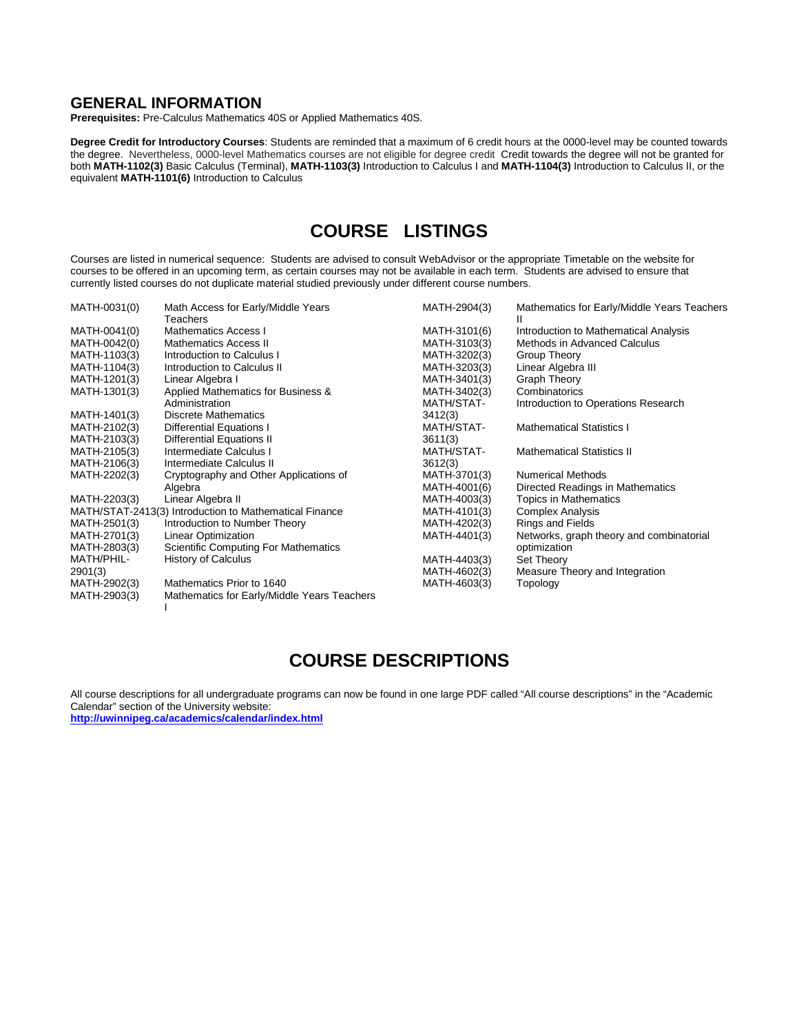## GENERAL INFORMATION

**Prerequisites:** Pre-Calculus Mathematics 40S or Applied Mathematics 40S.

**Degree Credit for Introductory Courses**: Students are reminded that a maximum of 6 credit hours at the 0000-level may be counted towards the degree. Nevertheless, 0000-level Mathematics courses are not eligible for degree credit Credit towards the degree will not be granted for both **MATH-1102(3)** Basic Calculus (Terminal), **MATH-1103(3)** Introduction to Calculus I and **MATH-1104(3)** Introduction to Calculus II, or the equivalent **MATH-1101(6)** Introduction to Calculus

# COURSE LISTINGS

Courses are listed in numerical sequence: Students are advised to consult WebAdvisor or the appropriate Timetable on the website for courses to be offered in an upcoming term, as certain courses may not be available in each term. Students are advised to ensure that currently listed courses do not duplicate material studied previously under different course numbers.

| | |
|---|---|
| MATH-0031(0) | Math Access for Early/Middle Years Teachers |
| MATH-0041(0) | Mathematics Access I |
| MATH-0042(0) | Mathematics Access II |
| MATH-1103(3) | Introduction to Calculus I |
| MATH-1104(3) | Introduction to Calculus II |
| MATH-1201(3) | Linear Algebra I |
| MATH-1301(3) | Applied Mathematics for Business & Administration |
| MATH-1401(3) | Discrete Mathematics |
| MATH-2102(3) | Differential Equations I |
| MATH-2103(3) | Differential Equations II |
| MATH-2105(3) | Intermediate Calculus I |
| MATH-2106(3) | Intermediate Calculus II |
| MATH-2202(3) | Cryptography and Other Applications of Algebra |
| MATH-2203(3) | Linear Algebra II |
| MATH/STAT-2413(3) | Introduction to Mathematical Finance |
| MATH-2501(3) | Introduction to Number Theory |
| MATH-2701(3) | Linear Optimization |
| MATH-2803(3) | Scientific Computing For Mathematics |
| MATH/PHIL-2901(3) | History of Calculus |
| MATH-2902(3) | Mathematics Prior to 1640 |
| MATH-2903(3) | Mathematics for Early/Middle Years Teachers I |
| MATH-2904(3) | Mathematics for Early/Middle Years Teachers II |
| MATH-3101(6) | Introduction to Mathematical Analysis |
| MATH-3103(3) | Methods in Advanced Calculus |
| MATH-3202(3) | Group Theory |
| MATH-3203(3) | Linear Algebra III |
| MATH-3401(3) | Graph Theory |
| MATH-3402(3) | Combinatorics |
| MATH/STAT-3412(3) | Introduction to Operations Research |
| MATH/STAT-3611(3) | Mathematical Statistics I |
| MATH/STAT-3612(3) | Mathematical Statistics II |
| MATH-3701(3) | Numerical Methods |
| MATH-4001(6) | Directed Readings in Mathematics |
| MATH-4003(3) | Topics in Mathematics |
| MATH-4101(3) | Complex Analysis |
| MATH-4202(3) | Rings and Fields |
| MATH-4401(3) | Networks, graph theory and combinatorial optimization |
| MATH-4403(3) | Set Theory |
| MATH-4602(3) | Measure Theory and Integration |
| MATH-4603(3) | Topology |

# COURSE DESCRIPTIONS

All course descriptions for all undergraduate programs can now be found in one large PDF called "All course descriptions" in the "Academic Calendar" section of the University website:
**http://uwinnipeg.ca/academics/calendar/index.html**